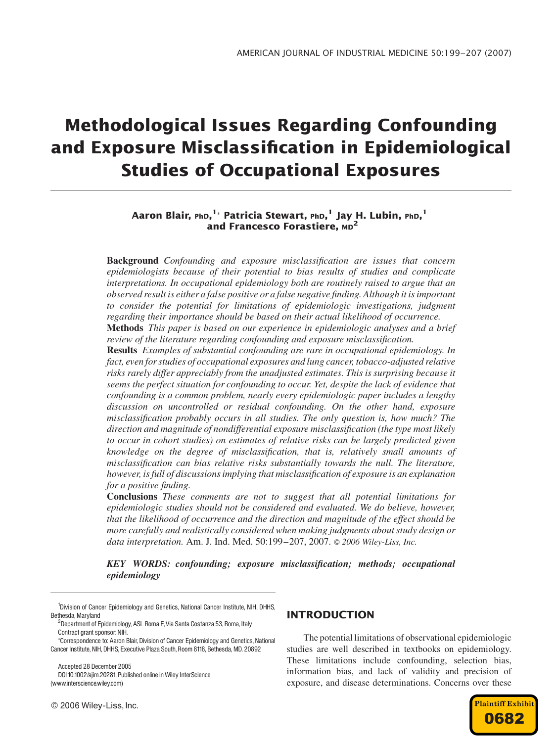# Methodological Issues Regarding Confounding and Exposure Misclassification in Epidemiological Studies of Occupational Exposures

**Aaron Blair, PhD,[1]* Patricia Stewart, PhD,[1] Jay H. Lubin, PhD,[1] and Francesco Forastiere, MD[2]**

**Background** *Confounding and exposure misclassification are issues that concern epidemiologists because of their potential to bias results of studies and complicate interpretations. In occupational epidemiology both are routinely raised to argue that an observed result is either a false positive or a false negative finding. Although it is important to consider the potential for limitations of epidemiologic investigations, judgment regarding their importance should be based on their actual likelihood of occurrence.*

**Methods** *This paper is based on our experience in epidemiologic analyses and a brief review of the literature regarding confounding and exposure misclassification.*

**Results** *Examples of substantial confounding are rare in occupational epidemiology. In fact, even for studies of occupational exposures and lung cancer, tobacco-adjusted relative risks rarely differ appreciably from the unadjusted estimates. This is surprising because it seems the perfect situation for confounding to occur. Yet, despite the lack of evidence that confounding is a common problem, nearly every epidemiologic paper includes a lengthy discussion on uncontrolled or residual confounding. On the other hand, exposure misclassification probably occurs in all studies. The only question is, how much? The direction and magnitude of nondifferential exposure misclassification (the type most likely to occur in cohort studies) on estimates of relative risks can be largely predicted given knowledge on the degree of misclassification, that is, relatively small amounts of misclassification can bias relative risks substantially towards the null. The literature, however, is full of discussions implying that misclassification of exposure is an explanation for a positive finding.*

**Conclusions** *These comments are not to suggest that all potential limitations for epidemiologic studies should not be considered and evaluated. We do believe, however, that the likelihood of occurrence and the direction and magnitude of the effect should be more carefully and realistically considered when making judgments about study design or data interpretation.* Am. J. Ind. Med. 50:199–207, 2007. *© 2006 Wiley-Liss, Inc.*

***KEY WORDS: confounding; exposure misclassification; methods; occupational epidemiology***

[1]Division of Cancer Epidemiology and Genetics, National Cancer Institute, NIH, DHHS, Bethesda, Maryland

[2]Department of Epidemiology, ASL Roma E, Via Santa Costanza 53, Roma, Italy

Contract grant sponsor: NIH.

*Correspondence to: Aaron Blair, Division of Cancer Epidemiology and Genetics, National Cancer Institute, NIH, DHHS, Executive Plaza South, Room 8118, Bethesda, MD. 20892

Accepted 28 December 2005

DOI 10.1002/ajim.20281. Published online in Wiley InterScience (www.interscience.wiley.com)

© 2006 Wiley-Liss, Inc.

## INTRODUCTION

The potential limitations of observational epidemiologic studies are well described in textbooks on epidemiology. These limitations include confounding, selection bias, information bias, and lack of validity and precision of exposure, and disease determinations. Concerns over these

Plaintiff Exhibit 0682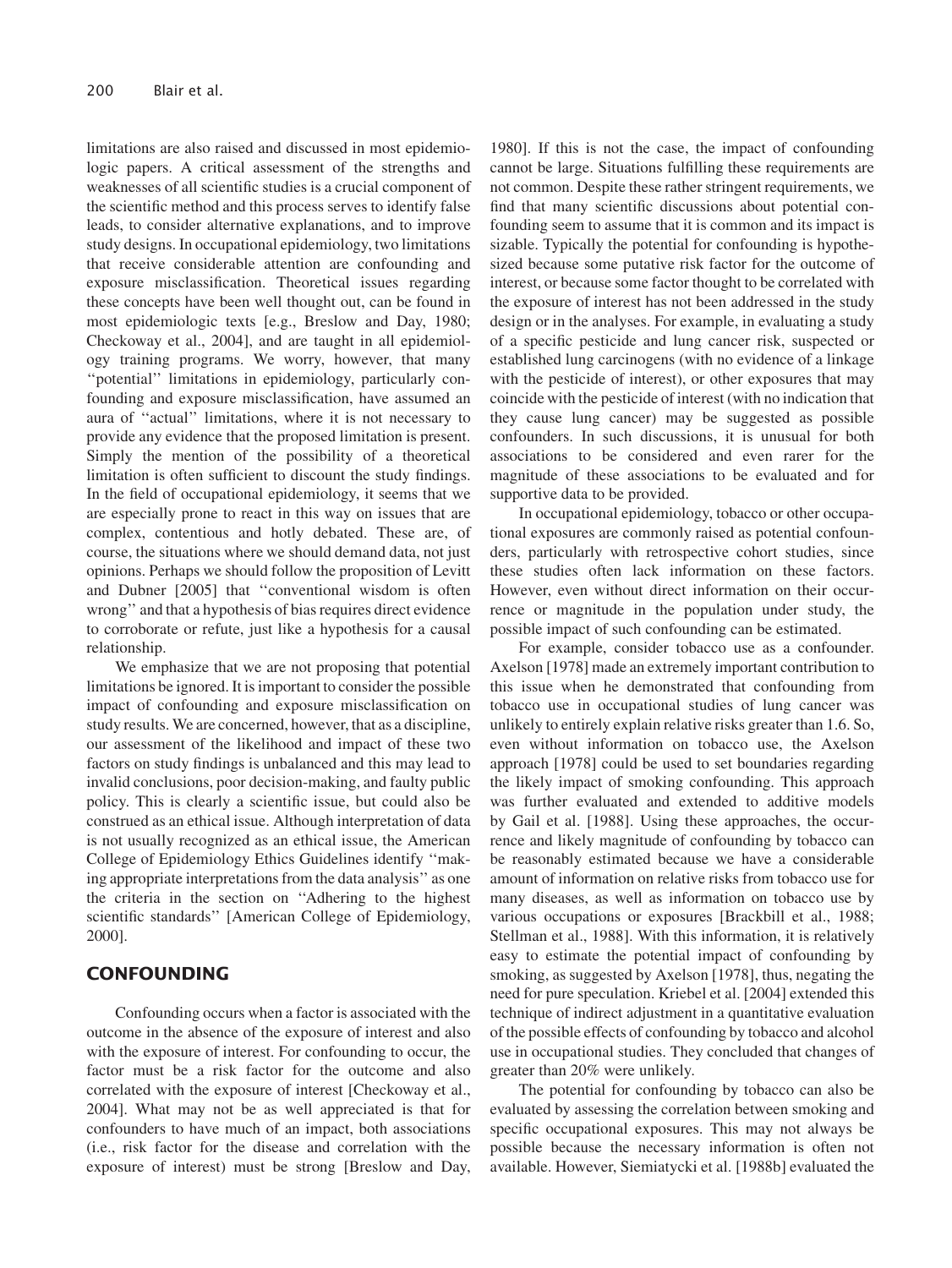limitations are also raised and discussed in most epidemiologic papers. A critical assessment of the strengths and weaknesses of all scientific studies is a crucial component of the scientific method and this process serves to identify false leads, to consider alternative explanations, and to improve study designs. In occupational epidemiology, two limitations that receive considerable attention are confounding and exposure misclassification. Theoretical issues regarding these concepts have been well thought out, can be found in most epidemiologic texts [e.g., Breslow and Day, 1980; Checkoway et al., 2004], and are taught in all epidemiology training programs. We worry, however, that many ''potential'' limitations in epidemiology, particularly confounding and exposure misclassification, have assumed an aura of ''actual'' limitations, where it is not necessary to provide any evidence that the proposed limitation is present. Simply the mention of the possibility of a theoretical limitation is often sufficient to discount the study findings. In the field of occupational epidemiology, it seems that we are especially prone to react in this way on issues that are complex, contentious and hotly debated. These are, of course, the situations where we should demand data, not just opinions. Perhaps we should follow the proposition of Levitt and Dubner [2005] that ''conventional wisdom is often wrong'' and that a hypothesis of bias requires direct evidence to corroborate or refute, just like a hypothesis for a causal relationship.

We emphasize that we are not proposing that potential limitations be ignored. It is important to consider the possible impact of confounding and exposure misclassification on study results. We are concerned, however, that as a discipline, our assessment of the likelihood and impact of these two factors on study findings is unbalanced and this may lead to invalid conclusions, poor decision-making, and faulty public policy. This is clearly a scientific issue, but could also be construed as an ethical issue. Although interpretation of data is not usually recognized as an ethical issue, the American College of Epidemiology Ethics Guidelines identify ''making appropriate interpretations from the data analysis'' as one the criteria in the section on ''Adhering to the highest scientific standards'' [American College of Epidemiology, 2000].

## CONFOUNDING

Confounding occurs when a factor is associated with the outcome in the absence of the exposure of interest and also with the exposure of interest. For confounding to occur, the factor must be a risk factor for the outcome and also correlated with the exposure of interest [Checkoway et al., 2004]. What may not be as well appreciated is that for confounders to have much of an impact, both associations (i.e., risk factor for the disease and correlation with the exposure of interest) must be strong [Breslow and Day, 1980]. If this is not the case, the impact of confounding cannot be large. Situations fulfilling these requirements are not common. Despite these rather stringent requirements, we find that many scientific discussions about potential confounding seem to assume that it is common and its impact is sizable. Typically the potential for confounding is hypothesized because some putative risk factor for the outcome of interest, or because some factor thought to be correlated with the exposure of interest has not been addressed in the study design or in the analyses. For example, in evaluating a study of a specific pesticide and lung cancer risk, suspected or established lung carcinogens (with no evidence of a linkage with the pesticide of interest), or other exposures that may coincide with the pesticide of interest (with no indication that they cause lung cancer) may be suggested as possible confounders. In such discussions, it is unusual for both associations to be considered and even rarer for the magnitude of these associations to be evaluated and for supportive data to be provided.

In occupational epidemiology, tobacco or other occupational exposures are commonly raised as potential confounders, particularly with retrospective cohort studies, since these studies often lack information on these factors. However, even without direct information on their occurrence or magnitude in the population under study, the possible impact of such confounding can be estimated.

For example, consider tobacco use as a confounder. Axelson [1978] made an extremely important contribution to this issue when he demonstrated that confounding from tobacco use in occupational studies of lung cancer was unlikely to entirely explain relative risks greater than 1.6. So, even without information on tobacco use, the Axelson approach [1978] could be used to set boundaries regarding the likely impact of smoking confounding. This approach was further evaluated and extended to additive models by Gail et al. [1988]. Using these approaches, the occurrence and likely magnitude of confounding by tobacco can be reasonably estimated because we have a considerable amount of information on relative risks from tobacco use for many diseases, as well as information on tobacco use by various occupations or exposures [Brackbill et al., 1988; Stellman et al., 1988]. With this information, it is relatively easy to estimate the potential impact of confounding by smoking, as suggested by Axelson [1978], thus, negating the need for pure speculation. Kriebel et al. [2004] extended this technique of indirect adjustment in a quantitative evaluation of the possible effects of confounding by tobacco and alcohol use in occupational studies. They concluded that changes of greater than 20% were unlikely.

The potential for confounding by tobacco can also be evaluated by assessing the correlation between smoking and specific occupational exposures. This may not always be possible because the necessary information is often not available. However, Siemiatycki et al. [1988b] evaluated the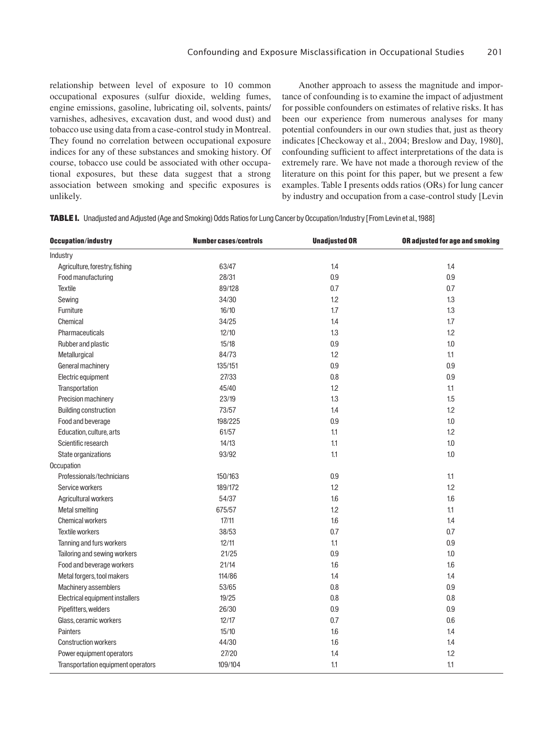relationship between level of exposure to 10 common occupational exposures (sulfur dioxide, welding fumes, engine emissions, gasoline, lubricating oil, solvents, paints/varnishes, adhesives, excavation dust, and wood dust) and tobacco use using data from a case-control study in Montreal. They found no correlation between occupational exposure indices for any of these substances and smoking history. Of course, tobacco use could be associated with other occupational exposures, but these data suggest that a strong association between smoking and specific exposures is unlikely.

Another approach to assess the magnitude and importance of confounding is to examine the impact of adjustment for possible confounders on estimates of relative risks. It has been our experience from numerous analyses for many potential confounders in our own studies that, just as theory indicates [Checkoway et al., 2004; Breslow and Day, 1980], confounding sufficient to affect interpretations of the data is extremely rare. We have not made a thorough review of the literature on this point for this paper, but we present a few examples. Table I presents odds ratios (ORs) for lung cancer by industry and occupation from a case-control study [Levin

**TABLE I.** Unadjusted and Adjusted (Age and Smoking) Odds Ratios for Lung Cancer by Occupation/Industry [From Levin et al., 1988]

| Occupation/industry | Number cases/controls | Unadjusted OR | OR adjusted for age and smoking |
|---|---|---|---|
| Industry | | | |
| Agriculture, forestry, fishing | 63/47 | 1.4 | 1.4 |
| Food manufacturing | 28/31 | 0.9 | 0.9 |
| Textile | 89/128 | 0.7 | 0.7 |
| Sewing | 34/30 | 1.2 | 1.3 |
| Furniture | 16/10 | 1.7 | 1.3 |
| Chemical | 34/25 | 1.4 | 1.7 |
| Pharmaceuticals | 12/10 | 1.3 | 1.2 |
| Rubber and plastic | 15/18 | 0.9 | 1.0 |
| Metallurgical | 84/73 | 1.2 | 1.1 |
| General machinery | 135/151 | 0.9 | 0.9 |
| Electric equipment | 27/33 | 0.8 | 0.9 |
| Transportation | 45/40 | 1.2 | 1.1 |
| Precision machinery | 23/19 | 1.3 | 1.5 |
| Building construction | 73/57 | 1.4 | 1.2 |
| Food and beverage | 198/225 | 0.9 | 1.0 |
| Education, culture, arts | 61/57 | 1.1 | 1.2 |
| Scientific research | 14/13 | 1.1 | 1.0 |
| State organizations | 93/92 | 1.1 | 1.0 |
| Occupation | | | |
| Professionals/technicians | 150/163 | 0.9 | 1.1 |
| Service workers | 189/172 | 1.2 | 1.2 |
| Agricultural workers | 54/37 | 1.6 | 1.6 |
| Metal smelting | 675/57 | 1.2 | 1.1 |
| Chemical workers | 17/11 | 1.6 | 1.4 |
| Textile workers | 38/53 | 0.7 | 0.7 |
| Tanning and furs workers | 12/11 | 1.1 | 0.9 |
| Tailoring and sewing workers | 21/25 | 0.9 | 1.0 |
| Food and beverage workers | 21/14 | 1.6 | 1.6 |
| Metal forgers, tool makers | 114/86 | 1.4 | 1.4 |
| Machinery assemblers | 53/65 | 0.8 | 0.9 |
| Electrical equipment installers | 19/25 | 0.8 | 0.8 |
| Pipefitters, welders | 26/30 | 0.9 | 0.9 |
| Glass, ceramic workers | 12/17 | 0.7 | 0.6 |
| Painters | 15/10 | 1.6 | 1.4 |
| Construction workers | 44/30 | 1.6 | 1.4 |
| Power equipment operators | 27/20 | 1.4 | 1.2 |
| Transportation equipment operators | 109/104 | 1.1 | 1.1 |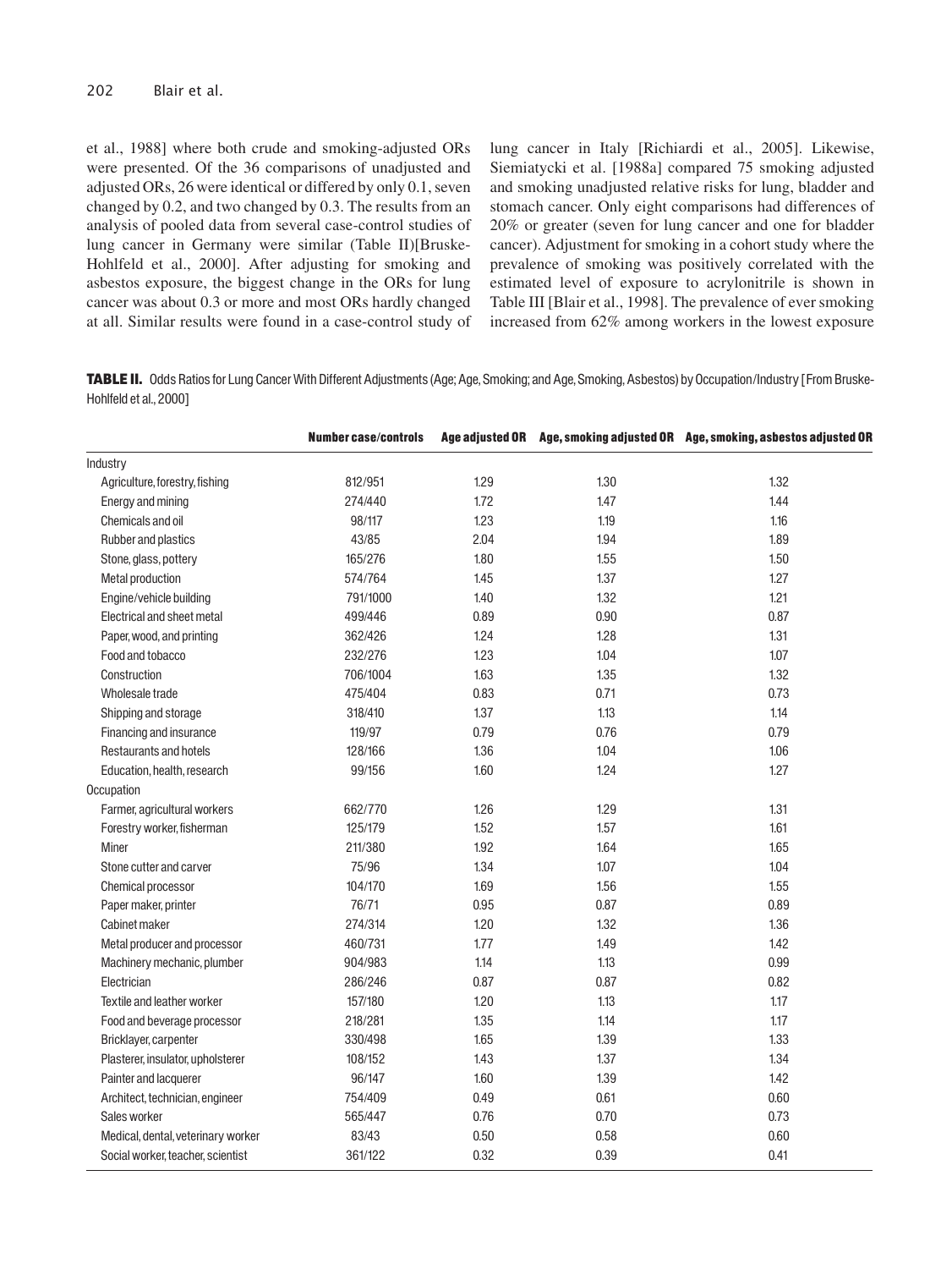et al., 1988] where both crude and smoking-adjusted ORs were presented. Of the 36 comparisons of unadjusted and adjusted ORs, 26 were identical or differed by only 0.1, seven changed by 0.2, and two changed by 0.3. The results from an analysis of pooled data from several case-control studies of lung cancer in Germany were similar (Table II)[Bruske-Hohlfeld et al., 2000]. After adjusting for smoking and asbestos exposure, the biggest change in the ORs for lung cancer was about 0.3 or more and most ORs hardly changed at all. Similar results were found in a case-control study of lung cancer in Italy [Richiardi et al., 2005]. Likewise, Siemiatycki et al. [1988a] compared 75 smoking adjusted and smoking unadjusted relative risks for lung, bladder and stomach cancer. Only eight comparisons had differences of 20% or greater (seven for lung cancer and one for bladder cancer). Adjustment for smoking in a cohort study where the prevalence of smoking was positively correlated with the estimated level of exposure to acrylonitrile is shown in Table III [Blair et al., 1998]. The prevalence of ever smoking increased from 62% among workers in the lowest exposure

**TABLE II.** Odds Ratios for Lung Cancer With Different Adjustments (Age; Age, Smoking; and Age, Smoking, Asbestos) by Occupation/Industry [From Bruske-Hohlfeld et al., 2000]

| | Number case/controls | Age adjusted OR | Age, smoking adjusted OR | Age, smoking, asbestos adjusted OR |
|---|---|---|---|---|
| Industry | | | | |
| Agriculture, forestry, fishing | 812/951 | 1.29 | 1.30 | 1.32 |
| Energy and mining | 274/440 | 1.72 | 1.47 | 1.44 |
| Chemicals and oil | 98/117 | 1.23 | 1.19 | 1.16 |
| Rubber and plastics | 43/85 | 2.04 | 1.94 | 1.89 |
| Stone, glass, pottery | 165/276 | 1.80 | 1.55 | 1.50 |
| Metal production | 574/764 | 1.45 | 1.37 | 1.27 |
| Engine/vehicle building | 791/1000 | 1.40 | 1.32 | 1.21 |
| Electrical and sheet metal | 499/446 | 0.89 | 0.90 | 0.87 |
| Paper, wood, and printing | 362/426 | 1.24 | 1.28 | 1.31 |
| Food and tobacco | 232/276 | 1.23 | 1.04 | 1.07 |
| Construction | 706/1004 | 1.63 | 1.35 | 1.32 |
| Wholesale trade | 475/404 | 0.83 | 0.71 | 0.73 |
| Shipping and storage | 318/410 | 1.37 | 1.13 | 1.14 |
| Financing and insurance | 119/97 | 0.79 | 0.76 | 0.79 |
| Restaurants and hotels | 128/166 | 1.36 | 1.04 | 1.06 |
| Education, health, research | 99/156 | 1.60 | 1.24 | 1.27 |
| Occupation | | | | |
| Farmer, agricultural workers | 662/770 | 1.26 | 1.29 | 1.31 |
| Forestry worker, fisherman | 125/179 | 1.52 | 1.57 | 1.61 |
| Miner | 211/380 | 1.92 | 1.64 | 1.65 |
| Stone cutter and carver | 75/96 | 1.34 | 1.07 | 1.04 |
| Chemical processor | 104/170 | 1.69 | 1.56 | 1.55 |
| Paper maker, printer | 76/71 | 0.95 | 0.87 | 0.89 |
| Cabinet maker | 274/314 | 1.20 | 1.32 | 1.36 |
| Metal producer and processor | 460/731 | 1.77 | 1.49 | 1.42 |
| Machinery mechanic, plumber | 904/983 | 1.14 | 1.13 | 0.99 |
| Electrician | 286/246 | 0.87 | 0.87 | 0.82 |
| Textile and leather worker | 157/180 | 1.20 | 1.13 | 1.17 |
| Food and beverage processor | 218/281 | 1.35 | 1.14 | 1.17 |
| Bricklayer, carpenter | 330/498 | 1.65 | 1.39 | 1.33 |
| Plasterer, insulator, upholsterer | 108/152 | 1.43 | 1.37 | 1.34 |
| Painter and lacquerer | 96/147 | 1.60 | 1.39 | 1.42 |
| Architect, technician, engineer | 754/409 | 0.49 | 0.61 | 0.60 |
| Sales worker | 565/447 | 0.76 | 0.70 | 0.73 |
| Medical, dental, veterinary worker | 83/43 | 0.50 | 0.58 | 0.60 |
| Social worker, teacher, scientist | 361/122 | 0.32 | 0.39 | 0.41 |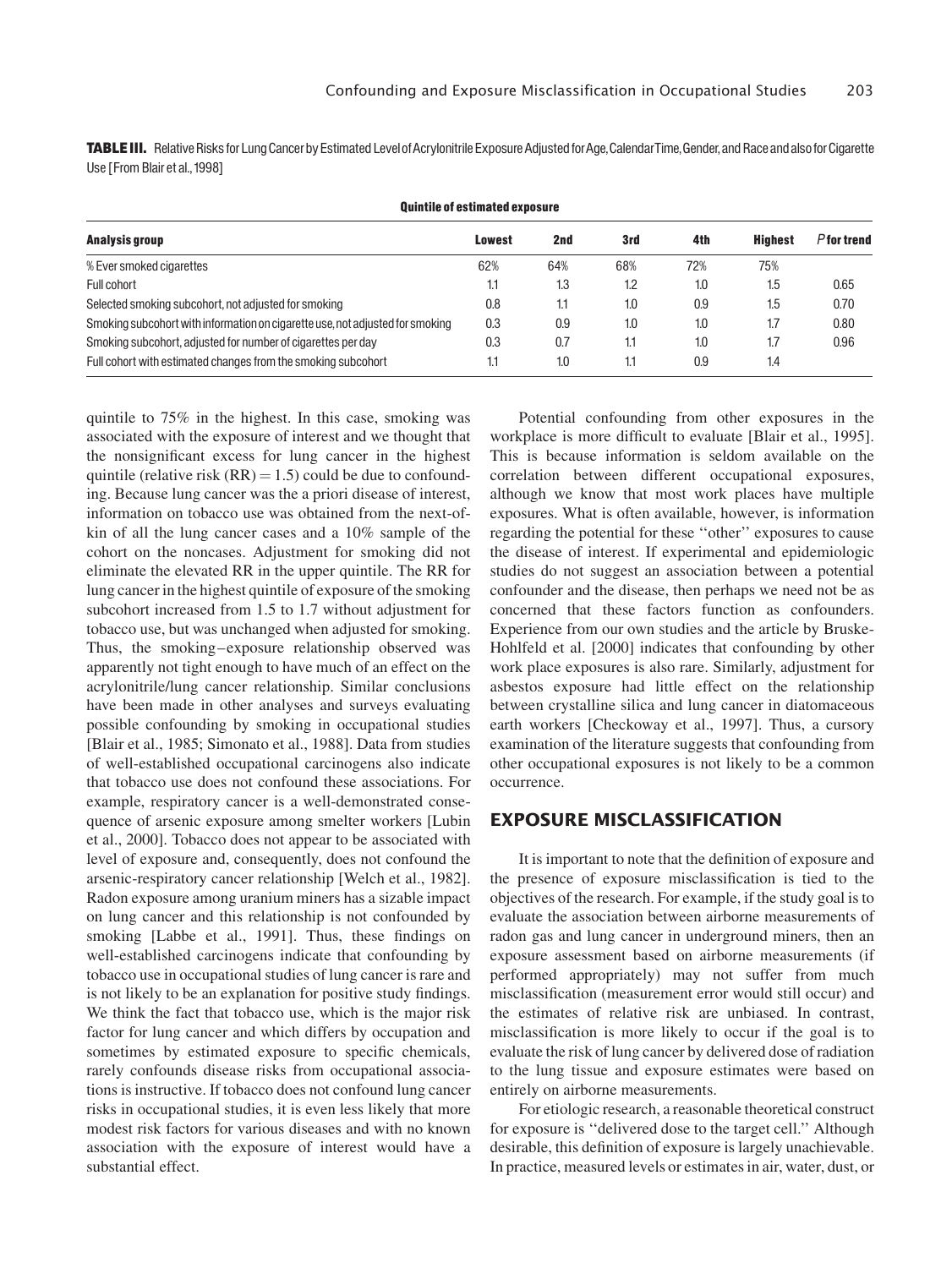**TABLE III.** Relative Risks for Lung Cancer by Estimated Level of Acrylonitrile Exposure Adjusted for Age, Calendar Time, Gender, and Race and also for Cigarette Use [From Blair et al., 1998]

| | Quintile of estimated exposure | | | | | |
|---|---|---|---|---|---|---|
| **Analysis group** | **Lowest** | **2nd** | **3rd** | **4th** | **Highest** | ***P* for trend** |
| % Ever smoked cigarettes | 62% | 64% | 68% | 72% | 75% | |
| Full cohort | 1.1 | 1.3 | 1.2 | 1.0 | 1.5 | 0.65 |
| Selected smoking subcohort, not adjusted for smoking | 0.8 | 1.1 | 1.0 | 0.9 | 1.5 | 0.70 |
| Smoking subcohort with information on cigarette use, not adjusted for smoking | 0.3 | 0.9 | 1.0 | 1.0 | 1.7 | 0.80 |
| Smoking subcohort, adjusted for number of cigarettes per day | 0.3 | 0.7 | 1.1 | 1.0 | 1.7 | 0.96 |
| Full cohort with estimated changes from the smoking subcohort | 1.1 | 1.0 | 1.1 | 0.9 | 1.4 | |

quintile to 75% in the highest. In this case, smoking was associated with the exposure of interest and we thought that the nonsignificant excess for lung cancer in the highest quintile (relative risk (RR) = 1.5) could be due to confounding. Because lung cancer was the a priori disease of interest, information on tobacco use was obtained from the next-of-kin of all the lung cancer cases and a 10% sample of the cohort on the noncases. Adjustment for smoking did not eliminate the elevated RR in the upper quintile. The RR for lung cancer in the highest quintile of exposure of the smoking subcohort increased from 1.5 to 1.7 without adjustment for tobacco use, but was unchanged when adjusted for smoking. Thus, the smoking–exposure relationship observed was apparently not tight enough to have much of an effect on the acrylonitrile/lung cancer relationship. Similar conclusions have been made in other analyses and surveys evaluating possible confounding by smoking in occupational studies [Blair et al., 1985; Simonato et al., 1988]. Data from studies of well-established occupational carcinogens also indicate that tobacco use does not confound these associations. For example, respiratory cancer is a well-demonstrated consequence of arsenic exposure among smelter workers [Lubin et al., 2000]. Tobacco does not appear to be associated with level of exposure and, consequently, does not confound the arsenic-respiratory cancer relationship [Welch et al., 1982]. Radon exposure among uranium miners has a sizable impact on lung cancer and this relationship is not confounded by smoking [Labbe et al., 1991]. Thus, these findings on well-established carcinogens indicate that confounding by tobacco use in occupational studies of lung cancer is rare and is not likely to be an explanation for positive study findings. We think the fact that tobacco use, which is the major risk factor for lung cancer and which differs by occupation and sometimes by estimated exposure to specific chemicals, rarely confounds disease risks from occupational associations is instructive. If tobacco does not confound lung cancer risks in occupational studies, it is even less likely that more modest risk factors for various diseases and with no known association with the exposure of interest would have a substantial effect.

Potential confounding from other exposures in the workplace is more difficult to evaluate [Blair et al., 1995]. This is because information is seldom available on the correlation between different occupational exposures, although we know that most work places have multiple exposures. What is often available, however, is information regarding the potential for these ''other'' exposures to cause the disease of interest. If experimental and epidemiologic studies do not suggest an association between a potential confounder and the disease, then perhaps we need not be as concerned that these factors function as confounders. Experience from our own studies and the article by Bruske-Hohlfeld et al. [2000] indicates that confounding by other work place exposures is also rare. Similarly, adjustment for asbestos exposure had little effect on the relationship between crystalline silica and lung cancer in diatomaceous earth workers [Checkoway et al., 1997]. Thus, a cursory examination of the literature suggests that confounding from other occupational exposures is not likely to be a common occurrence.

## EXPOSURE MISCLASSIFICATION

It is important to note that the definition of exposure and the presence of exposure misclassification is tied to the objectives of the research. For example, if the study goal is to evaluate the association between airborne measurements of radon gas and lung cancer in underground miners, then an exposure assessment based on airborne measurements (if performed appropriately) may not suffer from much misclassification (measurement error would still occur) and the estimates of relative risk are unbiased. In contrast, misclassification is more likely to occur if the goal is to evaluate the risk of lung cancer by delivered dose of radiation to the lung tissue and exposure estimates were based on entirely on airborne measurements.

For etiologic research, a reasonable theoretical construct for exposure is ''delivered dose to the target cell.'' Although desirable, this definition of exposure is largely unachievable. In practice, measured levels or estimates in air, water, dust, or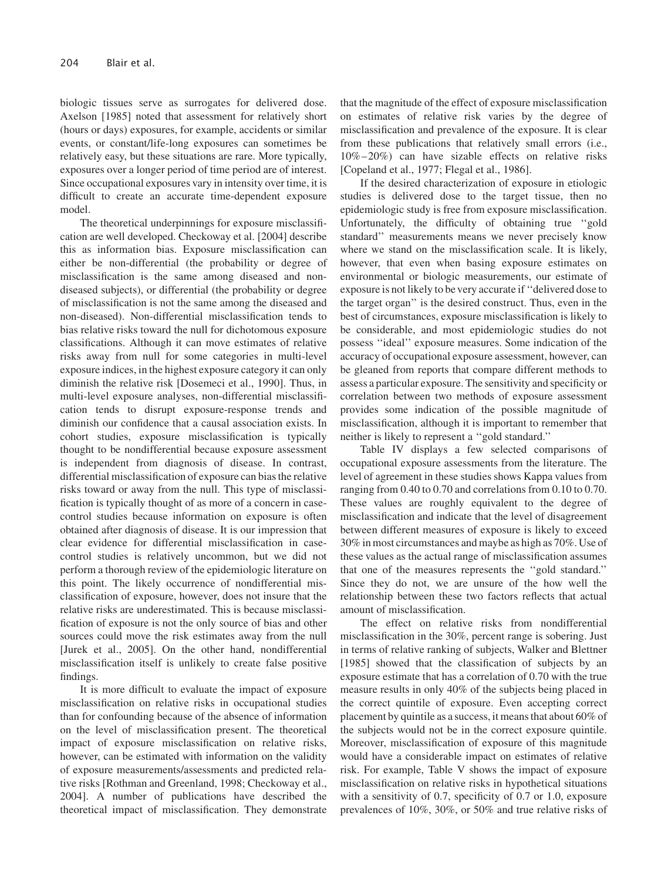biologic tissues serve as surrogates for delivered dose. Axelson [1985] noted that assessment for relatively short (hours or days) exposures, for example, accidents or similar events, or constant/life-long exposures can sometimes be relatively easy, but these situations are rare. More typically, exposures over a longer period of time period are of interest. Since occupational exposures vary in intensity over time, it is difficult to create an accurate time-dependent exposure model.

The theoretical underpinnings for exposure misclassification are well developed. Checkoway et al. [2004] describe this as information bias. Exposure misclassification can either be non-differential (the probability or degree of misclassification is the same among diseased and non-diseased subjects), or differential (the probability or degree of misclassification is not the same among the diseased and non-diseased). Non-differential misclassification tends to bias relative risks toward the null for dichotomous exposure classifications. Although it can move estimates of relative risks away from null for some categories in multi-level exposure indices, in the highest exposure category it can only diminish the relative risk [Dosemeci et al., 1990]. Thus, in multi-level exposure analyses, non-differential misclassification tends to disrupt exposure-response trends and diminish our confidence that a causal association exists. In cohort studies, exposure misclassification is typically thought to be nondifferential because exposure assessment is independent from diagnosis of disease. In contrast, differential misclassification of exposure can bias the relative risks toward or away from the null. This type of misclassification is typically thought of as more of a concern in case-control studies because information on exposure is often obtained after diagnosis of disease. It is our impression that clear evidence for differential misclassification in case-control studies is relatively uncommon, but we did not perform a thorough review of the epidemiologic literature on this point. The likely occurrence of nondifferential misclassification of exposure, however, does not insure that the relative risks are underestimated. This is because misclassification of exposure is not the only source of bias and other sources could move the risk estimates away from the null [Jurek et al., 2005]. On the other hand, nondifferential misclassification itself is unlikely to create false positive findings.

It is more difficult to evaluate the impact of exposure misclassification on relative risks in occupational studies than for confounding because of the absence of information on the level of misclassification present. The theoretical impact of exposure misclassification on relative risks, however, can be estimated with information on the validity of exposure measurements/assessments and predicted relative risks [Rothman and Greenland, 1998; Checkoway et al., 2004]. A number of publications have described the theoretical impact of misclassification. They demonstrate that the magnitude of the effect of exposure misclassification on estimates of relative risk varies by the degree of misclassification and prevalence of the exposure. It is clear from these publications that relatively small errors (i.e., 10%–20%) can have sizable effects on relative risks [Copeland et al., 1977; Flegal et al., 1986].

If the desired characterization of exposure in etiologic studies is delivered dose to the target tissue, then no epidemiologic study is free from exposure misclassification. Unfortunately, the difficulty of obtaining true "gold standard" measurements means we never precisely know where we stand on the misclassification scale. It is likely, however, that even when basing exposure estimates on environmental or biologic measurements, our estimate of exposure is not likely to be very accurate if "delivered dose to the target organ" is the desired construct. Thus, even in the best of circumstances, exposure misclassification is likely to be considerable, and most epidemiologic studies do not possess "ideal" exposure measures. Some indication of the accuracy of occupational exposure assessment, however, can be gleaned from reports that compare different methods to assess a particular exposure. The sensitivity and specificity or correlation between two methods of exposure assessment provides some indication of the possible magnitude of misclassification, although it is important to remember that neither is likely to represent a "gold standard."

Table IV displays a few selected comparisons of occupational exposure assessments from the literature. The level of agreement in these studies shows Kappa values from ranging from 0.40 to 0.70 and correlations from 0.10 to 0.70. These values are roughly equivalent to the degree of misclassification and indicate that the level of disagreement between different measures of exposure is likely to exceed 30% in most circumstances and maybe as high as 70%. Use of these values as the actual range of misclassification assumes that one of the measures represents the "gold standard." Since they do not, we are unsure of the how well the relationship between these two factors reflects that actual amount of misclassification.

The effect on relative risks from nondifferential misclassification in the 30%, percent range is sobering. Just in terms of relative ranking of subjects, Walker and Blettner [1985] showed that the classification of subjects by an exposure estimate that has a correlation of 0.70 with the true measure results in only 40% of the subjects being placed in the correct quintile of exposure. Even accepting correct placement by quintile as a success, it means that about 60% of the subjects would not be in the correct exposure quintile. Moreover, misclassification of exposure of this magnitude would have a considerable impact on estimates of relative risk. For example, Table V shows the impact of exposure misclassification on relative risks in hypothetical situations with a sensitivity of 0.7, specificity of 0.7 or 1.0, exposure prevalences of 10%, 30%, or 50% and true relative risks of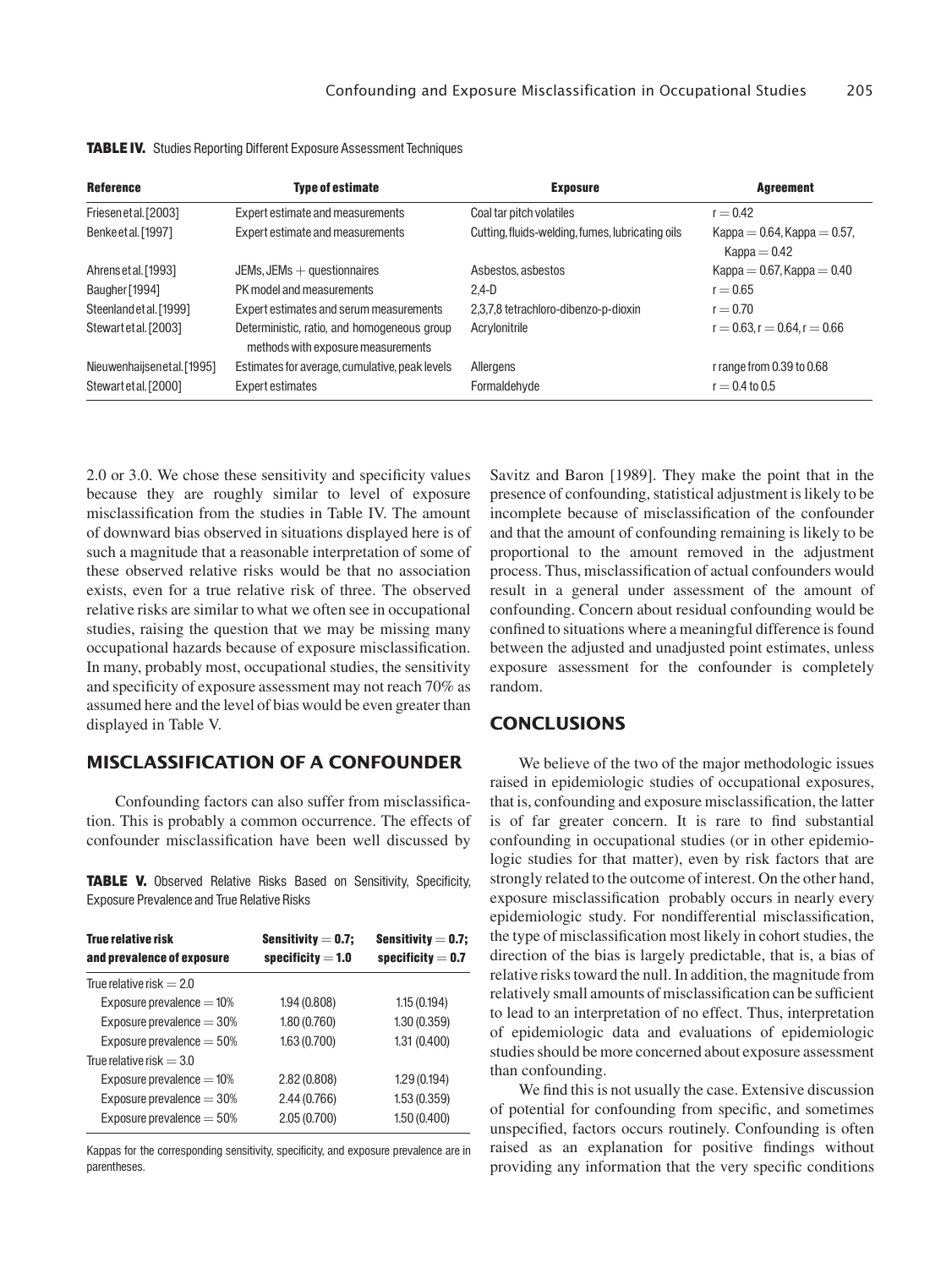**TABLE IV.** Studies Reporting Different Exposure Assessment Techniques

| Reference | Type of estimate | Exposure | Agreement |
|---|---|---|---|
| Friesen et al. [2003] | Expert estimate and measurements | Coal tar pitch volatiles | r = 0.42 |
| Benke et al. [1997] | Expert estimate and measurements | Cutting, fluids-welding, fumes, lubricating oils | Kappa = 0.64, Kappa = 0.57, Kappa = 0.42 |
| Ahrens et al. [1993] | JEMs, JEMs + questionnaires | Asbestos, asbestos | Kappa = 0.67, Kappa = 0.40 |
| Baugher [1994] | PK model and measurements | 2,4-D | r = 0.65 |
| Steenland et al. [1999] | Expert estimates and serum measurements | 2,3,7,8 tetrachloro-dibenzo-p-dioxin | r = 0.70 |
| Stewart et al. [2003] | Deterministic, ratio, and homogeneous group methods with exposure measurements | Acrylonitrile | r = 0.63, r = 0.64, r = 0.66 |
| Nieuwenhaijsen et al. [1995] | Estimates for average, cumulative, peak levels | Allergens | r range from 0.39 to 0.68 |
| Stewart et al. [2000] | Expert estimates | Formaldehyde | r = 0.4 to 0.5 |

2.0 or 3.0. We chose these sensitivity and specificity values because they are roughly similar to level of exposure misclassification from the studies in Table IV. The amount of downward bias observed in situations displayed here is of such a magnitude that a reasonable interpretation of some of these observed relative risks would be that no association exists, even for a true relative risk of three. The observed relative risks are similar to what we often see in occupational studies, raising the question that we may be missing many occupational hazards because of exposure misclassification. In many, probably most, occupational studies, the sensitivity and specificity of exposure assessment may not reach 70% as assumed here and the level of bias would be even greater than displayed in Table V.

## MISCLASSIFICATION OF A CONFOUNDER

Confounding factors can also suffer from misclassification. This is probably a common occurrence. The effects of confounder misclassification have been well discussed by Savitz and Baron [1989]. They make the point that in the presence of confounding, statistical adjustment is likely to be incomplete because of misclassification of the confounder and that the amount of confounding remaining is likely to be proportional to the amount removed in the adjustment process. Thus, misclassification of actual confounders would result in a general under assessment of the amount of confounding. Concern about residual confounding would be confined to situations where a meaningful difference is found between the adjusted and unadjusted point estimates, unless exposure assessment for the confounder is completely random.

**TABLE V.** Observed Relative Risks Based on Sensitivity, Specificity, Exposure Prevalence and True Relative Risks

| True relative risk and prevalence of exposure | Sensitivity = 0.7; specificity = 1.0 | Sensitivity = 0.7; specificity = 0.7 |
|---|---|---|
| True relative risk = 2.0 | | |
| Exposure prevalence = 10% | 1.94 (0.808) | 1.15 (0.194) |
| Exposure prevalence = 30% | 1.80 (0.760) | 1.30 (0.359) |
| Exposure prevalence = 50% | 1.63 (0.700) | 1.31 (0.400) |
| True relative risk = 3.0 | | |
| Exposure prevalence = 10% | 2.82 (0.808) | 1.29 (0.194) |
| Exposure prevalence = 30% | 2.44 (0.766) | 1.53 (0.359) |
| Exposure prevalence = 50% | 2.05 (0.700) | 1.50 (0.400) |

Kappas for the corresponding sensitivity, specificity, and exposure prevalence are in parentheses.

## CONCLUSIONS

We believe of the two of the major methodologic issues raised in epidemiologic studies of occupational exposures, that is, confounding and exposure misclassification, the latter is of far greater concern. It is rare to find substantial confounding in occupational studies (or in other epidemiologic studies for that matter), even by risk factors that are strongly related to the outcome of interest. On the other hand, exposure misclassification probably occurs in nearly every epidemiologic study. For nondifferential misclassification, the type of misclassification most likely in cohort studies, the direction of the bias is largely predictable, that is, a bias of relative risks toward the null. In addition, the magnitude from relatively small amounts of misclassification can be sufficient to lead to an interpretation of no effect. Thus, interpretation of epidemiologic data and evaluations of epidemiologic studies should be more concerned about exposure assessment than confounding.

We find this is not usually the case. Extensive discussion of potential for confounding from specific, and sometimes unspecified, factors occurs routinely. Confounding is often raised as an explanation for positive findings without providing any information that the very specific conditions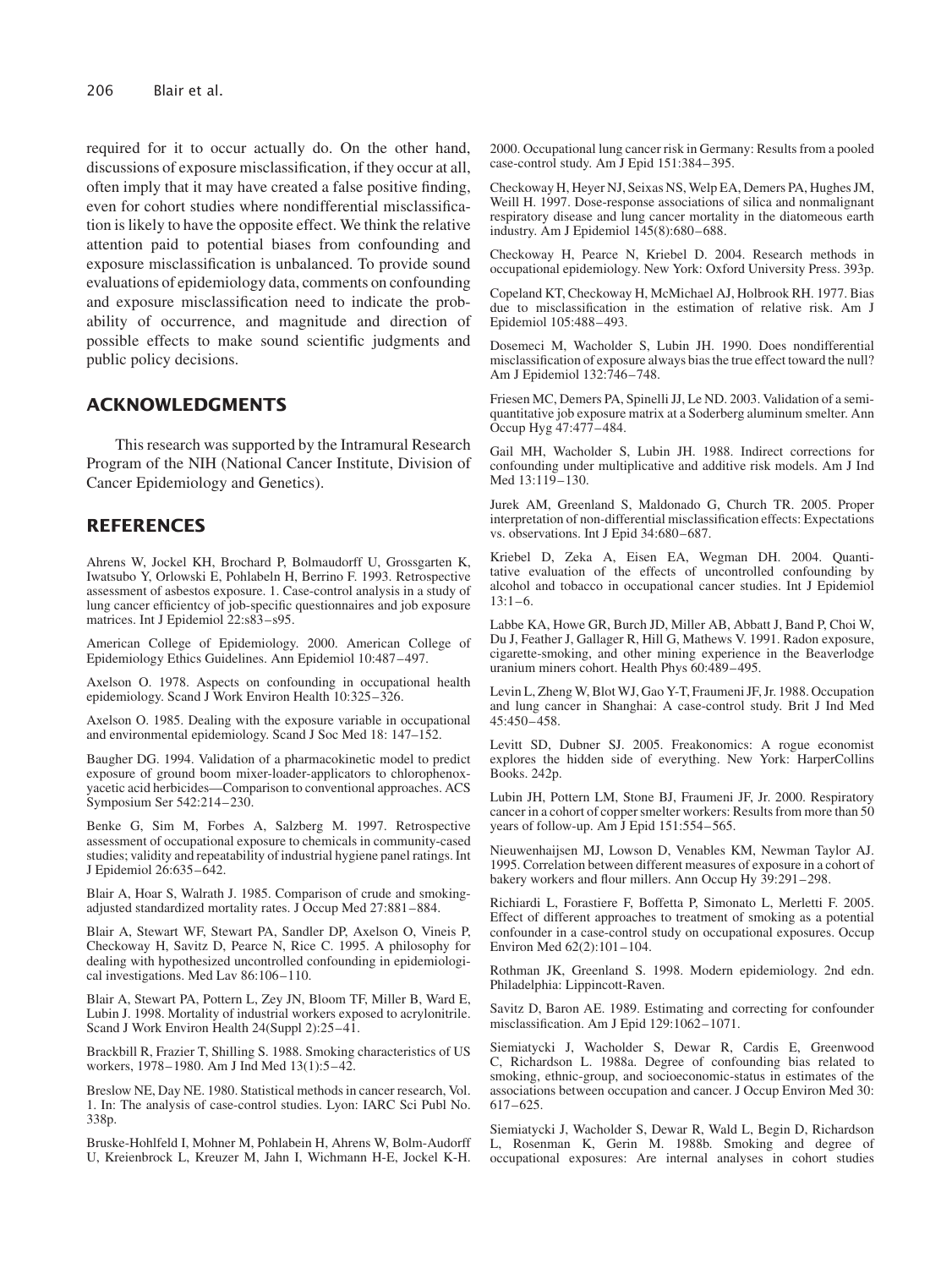required for it to occur actually do. On the other hand, discussions of exposure misclassification, if they occur at all, often imply that it may have created a false positive finding, even for cohort studies where nondifferential misclassification is likely to have the opposite effect. We think the relative attention paid to potential biases from confounding and exposure misclassification is unbalanced. To provide sound evaluations of epidemiology data, comments on confounding and exposure misclassification need to indicate the probability of occurrence, and magnitude and direction of possible effects to make sound scientific judgments and public policy decisions.

## ACKNOWLEDGMENTS

This research was supported by the Intramural Research Program of the NIH (National Cancer Institute, Division of Cancer Epidemiology and Genetics).

## REFERENCES

Ahrens W, Jockel KH, Brochard P, Bolmaudorff U, Grossgarten K, Iwatsubo Y, Orlowski E, Pohlabeln H, Berrino F. 1993. Retrospective assessment of asbestos exposure. 1. Case-control analysis in a study of lung cancer efficientcy of job-specific questionnaires and job exposure matrices. Int J Epidemiol 22:s83–s95.

American College of Epidemiology. 2000. American College of Epidemiology Ethics Guidelines. Ann Epidemiol 10:487–497.

Axelson O. 1978. Aspects on confounding in occupational health epidemiology. Scand J Work Environ Health 10:325–326.

Axelson O. 1985. Dealing with the exposure variable in occupational and environmental epidemiology. Scand J Soc Med 18: 147–152.

Baugher DG. 1994. Validation of a pharmacokinetic model to predict exposure of ground boom mixer-loader-applicators to chlorophenoxyacetic acid herbicides—Comparison to conventional approaches. ACS Symposium Ser 542:214–230.

Benke G, Sim M, Forbes A, Salzberg M. 1997. Retrospective assessment of occupational exposure to chemicals in community-cased studies; validity and repeatability of industrial hygiene panel ratings. Int J Epidemiol 26:635–642.

Blair A, Hoar S, Walrath J. 1985. Comparison of crude and smoking-adjusted standardized mortality rates. J Occup Med 27:881–884.

Blair A, Stewart WF, Stewart PA, Sandler DP, Axelson O, Vineis P, Checkoway H, Savitz D, Pearce N, Rice C. 1995. A philosophy for dealing with hypothesized uncontrolled confounding in epidemiological investigations. Med Lav 86:106–110.

Blair A, Stewart PA, Pottern L, Zey JN, Bloom TF, Miller B, Ward E, Lubin J. 1998. Mortality of industrial workers exposed to acrylonitrile. Scand J Work Environ Health 24(Suppl 2):25–41.

Brackbill R, Frazier T, Shilling S. 1988. Smoking characteristics of US workers, 1978–1980. Am J Ind Med 13(1):5–42.

Breslow NE, Day NE. 1980. Statistical methods in cancer research, Vol. 1. In: The analysis of case-control studies. Lyon: IARC Sci Publ No. 338p.

Bruske-Hohlfeld I, Mohner M, Pohlabein H, Ahrens W, Bolm-Audorff U, Kreienbrock L, Kreuzer M, Jahn I, Wichmann H-E, Jockel K-H. 2000. Occupational lung cancer risk in Germany: Results from a pooled case-control study. Am J Epid 151:384–395.

Checkoway H, Heyer NJ, Seixas NS, Welp EA, Demers PA, Hughes JM, Weill H. 1997. Dose-response associations of silica and nonmalignant respiratory disease and lung cancer mortality in the diatomeous earth industry. Am J Epidemiol 145(8):680–688.

Checkoway H, Pearce N, Kriebel D. 2004. Research methods in occupational epidemiology. New York: Oxford University Press. 393p.

Copeland KT, Checkoway H, McMichael AJ, Holbrook RH. 1977. Bias due to misclassification in the estimation of relative risk. Am J Epidemiol 105:488–493.

Dosemeci M, Wacholder S, Lubin JH. 1990. Does nondifferential misclassification of exposure always bias the true effect toward the null? Am J Epidemiol 132:746–748.

Friesen MC, Demers PA, Spinelli JJ, Le ND. 2003. Validation of a semi-quantitative job exposure matrix at a Soderberg aluminum smelter. Ann Occup Hyg 47:477–484.

Gail MH, Wacholder S, Lubin JH. 1988. Indirect corrections for confounding under multiplicative and additive risk models. Am J Ind Med 13:119–130.

Jurek AM, Greenland S, Maldonado G, Church TR. 2005. Proper interpretation of non-differential misclassification effects: Expectations vs. observations. Int J Epid 34:680–687.

Kriebel D, Zeka A, Eisen EA, Wegman DH. 2004. Quantitative evaluation of the effects of uncontrolled confounding by alcohol and tobacco in occupational cancer studies. Int J Epidemiol 13:1–6.

Labbe KA, Howe GR, Burch JD, Miller AB, Abbatt J, Band P, Choi W, Du J, Feather J, Gallager R, Hill G, Mathews V. 1991. Radon exposure, cigarette-smoking, and other mining experience in the Beaverlodge uranium miners cohort. Health Phys 60:489–495.

Levin L, Zheng W, Blot WJ, Gao Y-T, Fraumeni JF, Jr. 1988. Occupation and lung cancer in Shanghai: A case-control study. Brit J Ind Med 45:450–458.

Levitt SD, Dubner SJ. 2005. Freakonomics: A rogue economist explores the hidden side of everything. New York: HarperCollins Books. 242p.

Lubin JH, Pottern LM, Stone BJ, Fraumeni JF, Jr. 2000. Respiratory cancer in a cohort of copper smelter workers: Results from more than 50 years of follow-up. Am J Epid 151:554–565.

Nieuwenhaijsen MJ, Lowson D, Venables KM, Newman Taylor AJ. 1995. Correlation between different measures of exposure in a cohort of bakery workers and flour millers. Ann Occup Hy 39:291–298.

Richiardi L, Forastiere F, Boffetta P, Simonato L, Merletti F. 2005. Effect of different approaches to treatment of smoking as a potential confounder in a case-control study on occupational exposures. Occup Environ Med 62(2):101–104.

Rothman JK, Greenland S. 1998. Modern epidemiology. 2nd edn. Philadelphia: Lippincott-Raven.

Savitz D, Baron AE. 1989. Estimating and correcting for confounder misclassification. Am J Epid 129:1062–1071.

Siemiatycki J, Wacholder S, Dewar R, Cardis E, Greenwood C, Richardson L. 1988a. Degree of confounding bias related to smoking, ethnic-group, and socioeconomic-status in estimates of the associations between occupation and cancer. J Occup Environ Med 30: 617–625.

Siemiatycki J, Wacholder S, Dewar R, Wald L, Begin D, Richardson L, Rosenman K, Gerin M. 1988b. Smoking and degree of occupational exposures: Are internal analyses in cohort studies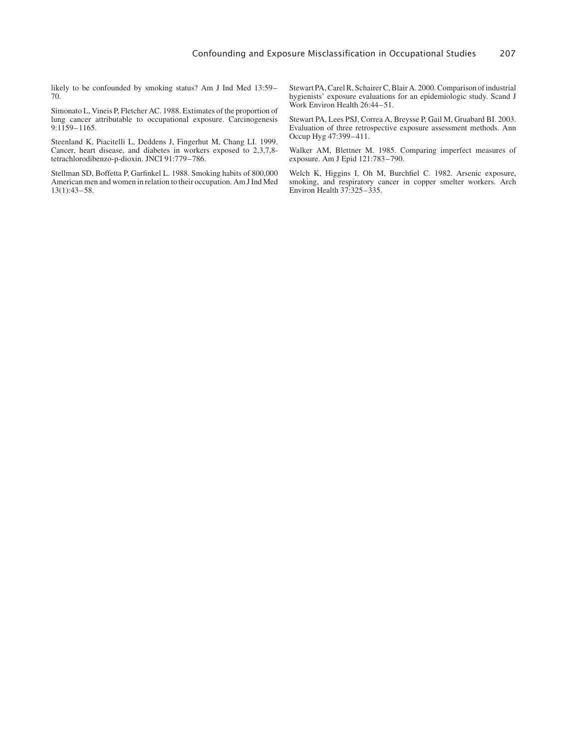likely to be confounded by smoking status? Am J Ind Med 13:59–70.

Simonato L, Vineis P, Fletcher AC. 1988. Extimates of the proportion of lung cancer attributable to occupational exposure. Carcinogenesis 9:1159–1165.

Steenland K, Piacitelli L, Deddens J, Fingerhut M, Chang LI. 1999. Cancer, heart disease, and diabetes in workers exposed to 2,3,7,8-tetrachlorodibenzo-p-dioxin. JNCI 91:779–786.

Stellman SD, Boffetta P, Garfinkel L. 1988. Smoking habits of 800,000 American men and women in relation to their occupation. Am J Ind Med 13(1):43–58.

Stewart PA, Carel R, Schairer C, Blair A. 2000. Comparison of industrial hygienists' exposure evaluations for an epidemiologic study. Scand J Work Environ Health 26:44–51.

Stewart PA, Lees PSJ, Correa A, Breysse P, Gail M, Gruabard BI. 2003. Evaluation of three retrospective exposure assessment methods. Ann Occup Hyg 47:399–411.

Walker AM, Blettner M. 1985. Comparing imperfect measures of exposure. Am J Epid 121:783–790.

Welch K, Higgins I, Oh M, Burchfiel C. 1982. Arsenic exposure, smoking, and respiratory cancer in copper smelter workers. Arch Environ Health 37:325–335.